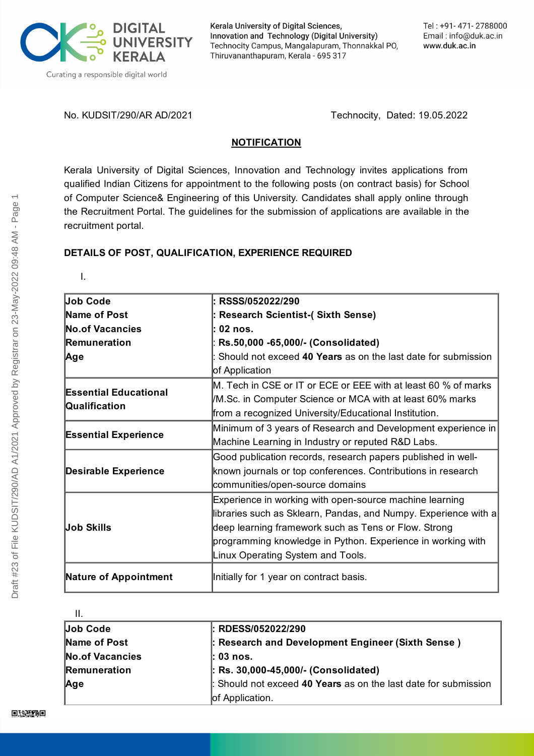Kerala University of Digital Sciences, Innovation and Technology (Digital University)
Technocity Campus, Mangalapuram, Thonnakkal PO, Thiruvananthapuram, Kerala - 695 317

Tel : +91- 471- 2788000
Email : info@duk.ac.in
www.duk.ac.in

No. KUDSIT/290/AR AD/2021 Technocity, Dated: 19.05.2022

## NOTIFICATION

Kerala University of Digital Sciences, Innovation and Technology invites applications from qualified Indian Citizens for appointment to the following posts (on contract basis) for School of Computer Science& Engineering of this University. Candidates shall apply online through the Recruitment Portal. The guidelines for the submission of applications are available in the recruitment portal.

**DETAILS OF POST, QUALIFICATION, EXPERIENCE REQUIRED**

I.

| | |
|---|---|
| **Job Code**<br>**Name of Post**<br>**No.of Vacancies**<br>**Remuneration**<br>**Age** | **: RSSS/052022/290**<br>**: Research Scientist-( Sixth Sense)**<br>**: 02 nos.**<br>**: Rs.50,000 -65,000/- (Consolidated)**<br>: Should not exceed **40 Years** as on the last date for submission of Application |
| **Essential Educational Qualification** | M. Tech in CSE or IT or ECE or EEE with at least 60 % of marks /M.Sc. in Computer Science or MCA with at least 60% marks from a recognized University/Educational Institution. |
| **Essential Experience** | Minimum of 3 years of Research and Development experience in Machine Learning in Industry or reputed R&D Labs. |
| **Desirable Experience** | Good publication records, research papers published in well-known journals or top conferences. Contributions in research communities/open-source domains |
| **Job Skills** | Experience in working with open-source machine learning libraries such as Sklearn, Pandas, and Numpy. Experience with a deep learning framework such as Tens or Flow. Strong programming knowledge in Python. Experience in working with Linux Operating System and Tools. |
| **Nature of Appointment** | Initially for 1 year on contract basis. |

II.

| | |
|---|---|
| **Job Code**<br>**Name of Post**<br>**No.of Vacancies**<br>**Remuneration**<br>**Age** | **: RDESS/052022/290**<br>**: Research and Development Engineer (Sixth Sense )**<br>**: 03 nos.**<br>**: Rs. 30,000-45,000/- (Consolidated)**<br>: Should not exceed **40 Years** as on the last date for submission of Application. |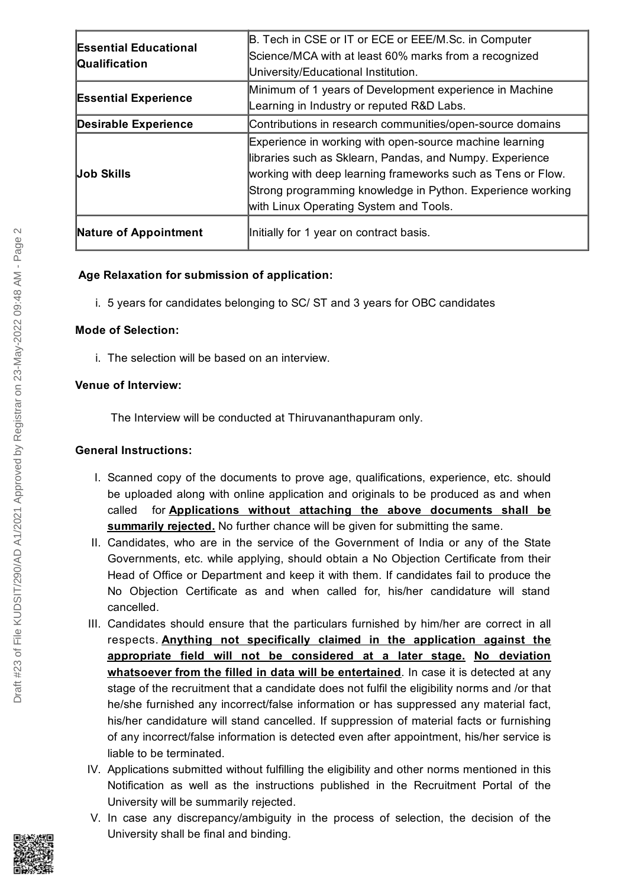| Essential Educational Qualification | B. Tech in CSE or IT or ECE or EEE/M.Sc. in Computer Science/MCA with at least 60% marks from a recognized University/Educational Institution. |
| --- | --- |
| Essential Experience | Minimum of 1 years of Development experience in Machine Learning in Industry or reputed R&D Labs. |
| Desirable Experience | Contributions in research communities/open-source domains |
| Job Skills | Experience in working with open-source machine learning libraries such as Sklearn, Pandas, and Numpy. Experience working with deep learning frameworks such as Tens or Flow. Strong programming knowledge in Python. Experience working with Linux Operating System and Tools. |
| Nature of Appointment | Initially for 1 year on contract basis. |

**Age Relaxation for submission of application:**

i. 5 years for candidates belonging to SC/ ST and 3 years for OBC candidates

**Mode of Selection:**

i. The selection will be based on an interview.

**Venue of Interview:**

The Interview will be conducted at Thiruvananthapuram only.

**General Instructions:**

I. Scanned copy of the documents to prove age, qualifications, experience, etc. should be uploaded along with online application and originals to be produced as and when called for **Applications without attaching the above documents shall be summarily rejected.** No further chance will be given for submitting the same.

II. Candidates, who are in the service of the Government of India or any of the State Governments, etc. while applying, should obtain a No Objection Certificate from their Head of Office or Department and keep it with them. If candidates fail to produce the No Objection Certificate as and when called for, his/her candidature will stand cancelled.

III. Candidates should ensure that the particulars furnished by him/her are correct in all respects. **Anything not specifically claimed in the application against the appropriate field will not be considered at a later stage. No deviation whatsoever from the filled in data will be entertained**. In case it is detected at any stage of the recruitment that a candidate does not fulfil the eligibility norms and /or that he/she furnished any incorrect/false information or has suppressed any material fact, his/her candidature will stand cancelled. If suppression of material facts or furnishing of any incorrect/false information is detected even after appointment, his/her service is liable to be terminated.

IV. Applications submitted without fulfilling the eligibility and other norms mentioned in this Notification as well as the instructions published in the Recruitment Portal of the University will be summarily rejected.

V. In case any discrepancy/ambiguity in the process of selection, the decision of the University shall be final and binding.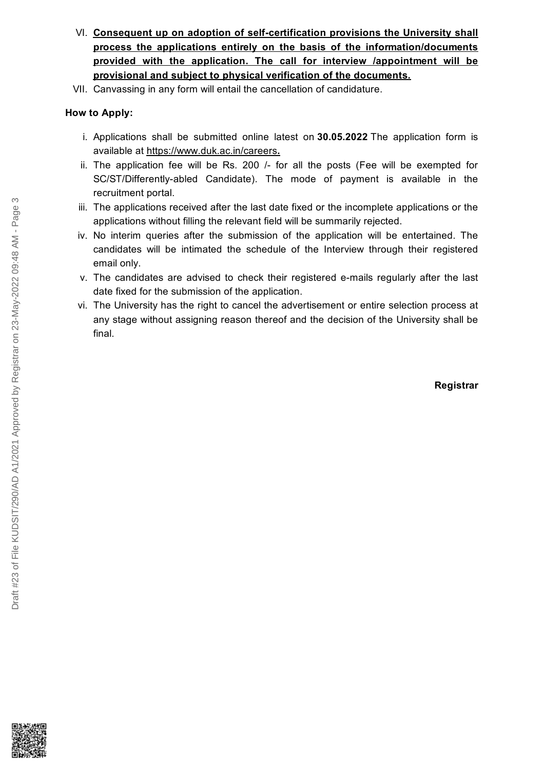VI. **<u>Consequent up on adoption of self-certification provisions the University shall process the applications entirely on the basis of the information/documents provided with the application. The call for interview /appointment will be provisional and subject to physical verification of the documents.</u>**

VII. Canvassing in any form will entail the cancellation of candidature.

**How to Apply:**

i. Applications shall be submitted online latest on **30.05.2022** The application form is available at https://www.duk.ac.in/careers**.**

ii. The application fee will be Rs. 200 /- for all the posts (Fee will be exempted for SC/ST/Differently-abled Candidate). The mode of payment is available in the recruitment portal.

iii. The applications received after the last date fixed or the incomplete applications or the applications without filling the relevant field will be summarily rejected.

iv. No interim queries after the submission of the application will be entertained. The candidates will be intimated the schedule of the Interview through their registered email only.

v. The candidates are advised to check their registered e-mails regularly after the last date fixed for the submission of the application.

vi. The University has the right to cancel the advertisement or entire selection process at any stage without assigning reason thereof and the decision of the University shall be final.

**Registrar**

Draft #23 of File KUDSIT/290/AD A1/2021 Approved by Registrar on 23-May-2022 09:48 AM - Page 3